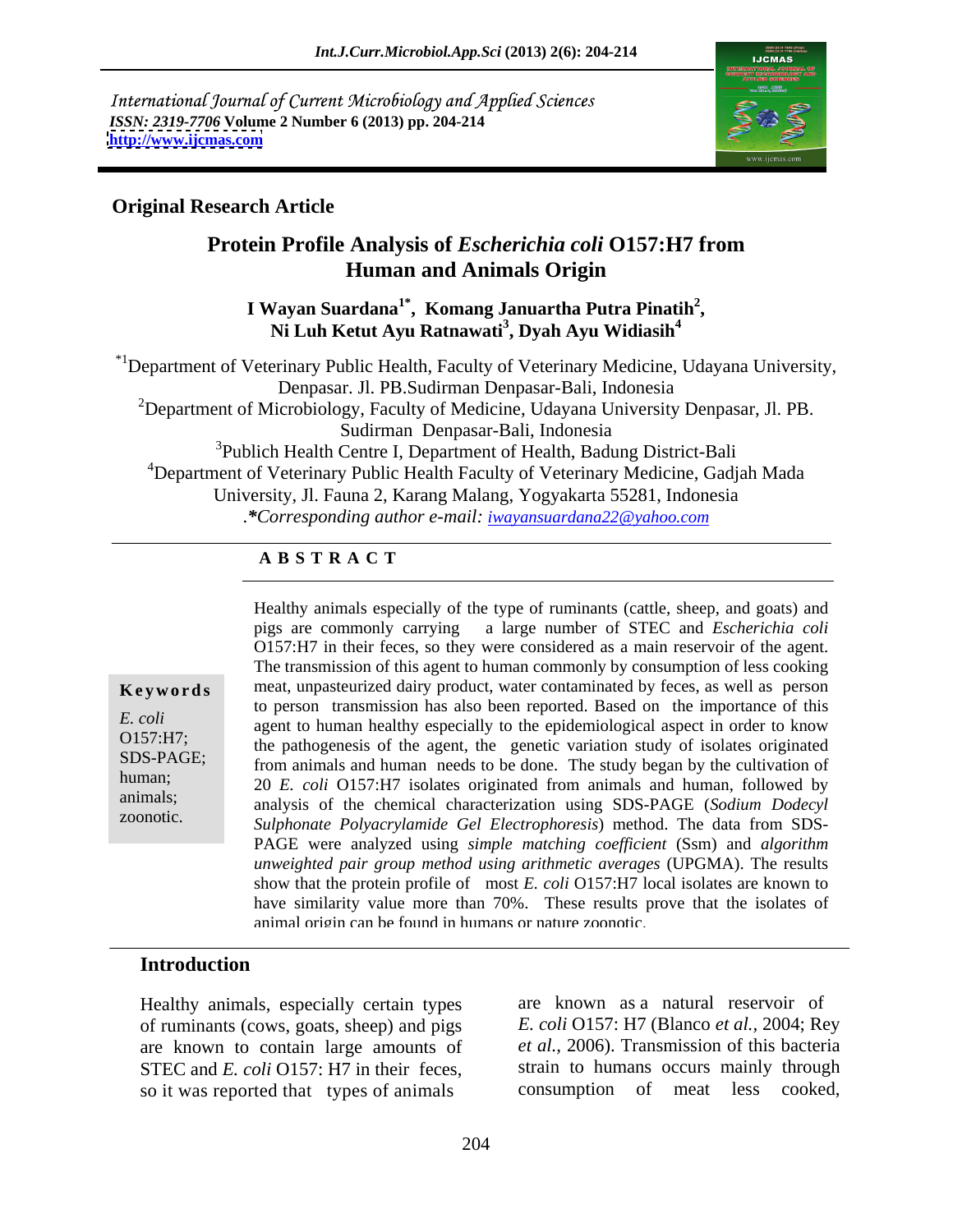International Journal of Current Microbiology and Applied Sciences
*ISSN: 2319-7706* **Volume 2 Number 6 (2013) pp. 204-214**
**http://www.ijcmas.com**

**Original Research Article**

# Protein Profile Analysis of *Escherichia coli* O157:H7 from Human and Animals Origin

**I Wayan Suardana[1*], Komang Januartha Putra Pinatih[2], Ni Luh Ketut Ayu Ratnawati[3], Dyah Ayu Widiasih[4]**

[*1]Department of Veterinary Public Health, Faculty of Veterinary Medicine, Udayana University, Denpasar. Jl. PB.Sudirman Denpasar-Bali, Indonesia
[2]Department of Microbiology, Faculty of Medicine, Udayana University Denpasar, Jl. PB. Sudirman Denpasar-Bali, Indonesia
[3]Publich Health Centre I, Department of Health, Badung District-Bali
[4]Department of Veterinary Public Health Faculty of Veterinary Medicine, Gadjah Mada University, Jl. Fauna 2, Karang Malang, Yogyakarta 55281, Indonesia
*.*Corresponding author e-mail: iwayansuardana22@yahoo.com*

**A B S T R A C T**

**Keywords**

*E. coli* O157:H7; SDS-PAGE; human; animals; zoonotic.

Healthy animals especially of the type of ruminants (cattle, sheep, and goats) and pigs are commonly carrying a large number of STEC and *Escherichia coli* O157:H7 in their feces, so they were considered as a main reservoir of the agent. The transmission of this agent to human commonly by consumption of less cooking meat, unpasteurized dairy product, water contaminated by feces, as well as person to person transmission has also been reported. Based on the importance of this agent to human healthy especially to the epidemiological aspect in order to know the pathogenesis of the agent, the genetic variation study of isolates originated from animals and human needs to be done. The study began by the cultivation of 20 *E. coli* O157:H7 isolates originated from animals and human, followed by analysis of the chemical characterization using SDS-PAGE (*Sodium Dodecyl Sulphonate Polyacrylamide Gel Electrophoresis*) method. The data from SDS-PAGE were analyzed using *simple matching coefficient* (Ssm) and *algorithm unweighted pair group method using arithmetic averages* (UPGMA). The results show that the protein profile of most *E. coli* O157:H7 local isolates are known to have similarity value more than 70%. These results prove that the isolates of animal origin can be found in humans or nature zoonotic.

## Introduction

Healthy animals, especially certain types of ruminants (cows, goats, sheep) and pigs are known to contain large amounts of STEC and *E. coli* O157: H7 in their feces, so it was reported that types of animals are known as a natural reservoir of *E. coli* O157: H7 (Blanco *et al.*, 2004; Rey *et al.,* 2006). Transmission of this bacteria strain to humans occurs mainly through consumption of meat less cooked,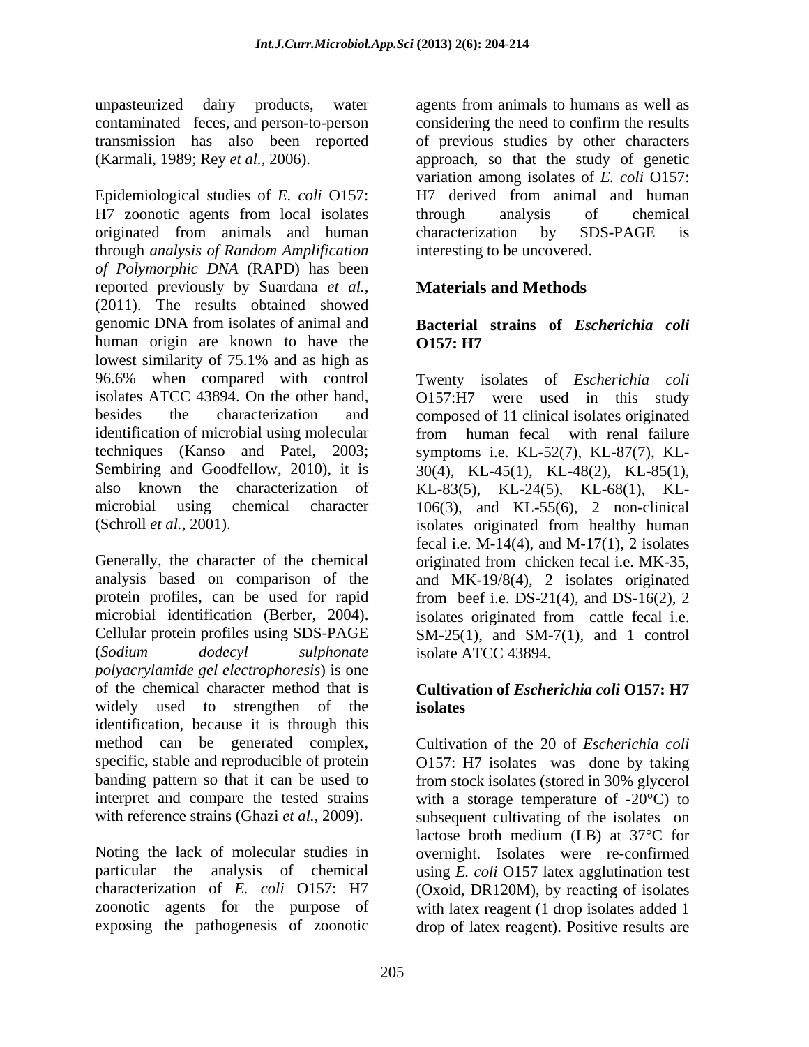unpasteurized dairy products, water contaminated feces, and person-to-person transmission has also been reported (Karmali, 1989; Rey *et al.,* 2006).

Epidemiological studies of *E. coli* O157: H7 zoonotic agents from local isolates originated from animals and human through *analysis of Random Amplification of Polymorphic DNA* (RAPD) has been reported previously by Suardana *et al.,* (2011). The results obtained showed genomic DNA from isolates of animal and human origin are known to have the lowest similarity of 75.1% and as high as 96.6% when compared with control isolates ATCC 43894. On the other hand, besides the characterization and identification of microbial using molecular techniques (Kanso and Patel, 2003; Sembiring and Goodfellow, 2010), it is also known the characterization of microbial using chemical character (Schroll *et al.,* 2001).

Generally, the character of the chemical analysis based on comparison of the protein profiles, can be used for rapid microbial identification (Berber, 2004). Cellular protein profiles using SDS-PAGE (*Sodium dodecyl sulphonate polyacrylamide gel electrophoresis*) is one of the chemical character method that is widely used to strengthen of the identification, because it is through this method can be generated complex, specific, stable and reproducible of protein banding pattern so that it can be used to interpret and compare the tested strains with reference strains (Ghazi *et al.,* 2009).

Noting the lack of molecular studies in particular the analysis of chemical characterization of *E. coli* O157: H7 zoonotic agents for the purpose of exposing the pathogenesis of zoonotic agents from animals to humans as well as considering the need to confirm the results of previous studies by other characters approach, so that the study of genetic variation among isolates of *E. coli* O157: H7 derived from animal and human through analysis of chemical characterization by SDS-PAGE is interesting to be uncovered.

## Materials and Methods

### Bacterial strains of *Escherichia coli* O157: H7

Twenty isolates of *Escherichia coli* O157:H7 were used in this study composed of 11 clinical isolates originated from human fecal with renal failure symptoms i.e. KL-52(7), KL-87(7), KL-30(4), KL-45(1), KL-48(2), KL-85(1), KL-83(5), KL-24(5), KL-68(1), KL-106(3), and KL-55(6), 2 non-clinical isolates originated from healthy human fecal i.e. M-14(4), and M-17(1), 2 isolates originated from chicken fecal i.e. MK-35, and MK-19/8(4), 2 isolates originated from beef i.e. DS-21(4), and DS-16(2), 2 isolates originated from cattle fecal i.e. SM-25(1), and SM-7(1), and 1 control isolate ATCC 43894.

### Cultivation of *Escherichia coli* O157: H7 isolates

Cultivation of the 20 of *Escherichia coli* O157: H7 isolates was done by taking from stock isolates (stored in 30% glycerol with a storage temperature of -20°C) to subsequent cultivating of the isolates on lactose broth medium (LB) at 37°C for overnight. Isolates were re-confirmed using *E. coli* O157 latex agglutination test (Oxoid, DR120M), by reacting of isolates with latex reagent (1 drop isolates added 1 drop of latex reagent). Positive results are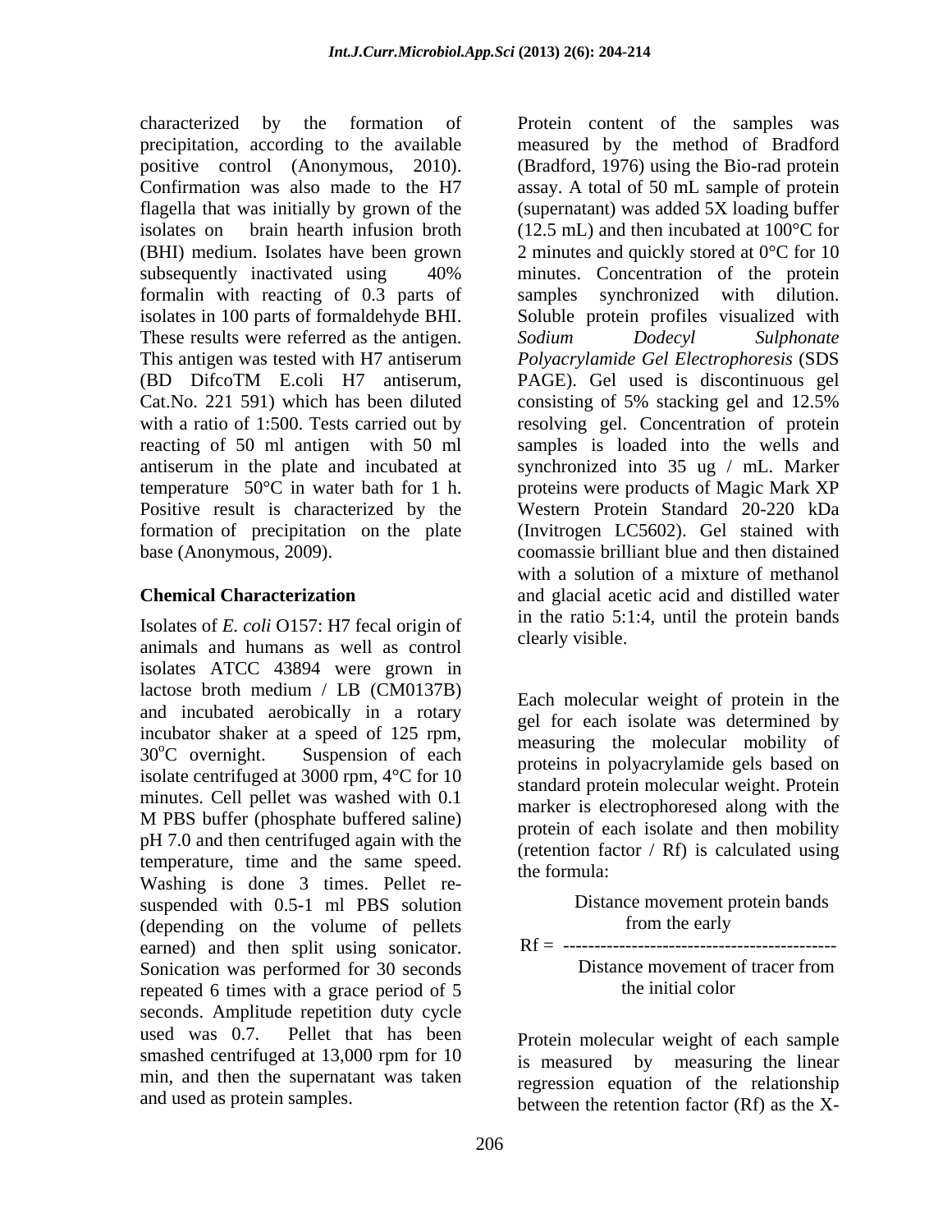characterized by the formation of precipitation, according to the available positive control (Anonymous, 2010). Confirmation was also made to the H7 flagella that was initially by grown of the isolates on brain hearth infusion broth (BHI) medium. Isolates have been grown subsequently inactivated using 40% formalin with reacting of 0.3 parts of isolates in 100 parts of formaldehyde BHI. These results were referred as the antigen. This antigen was tested with H7 antiserum (BD DifcoTM E.coli H7 antiserum, Cat.No. 221 591) which has been diluted with a ratio of 1:500. Tests carried out by reacting of 50 ml antigen with 50 ml antiserum in the plate and incubated at temperature 50°C in water bath for 1 h. Positive result is characterized by the formation of precipitation on the plate base (Anonymous, 2009).

## Chemical Characterization

Isolates of *E. coli* O157: H7 fecal origin of animals and humans as well as control isolates ATCC 43894 were grown in lactose broth medium / LB (CM0137B) and incubated aerobically in a rotary incubator shaker at a speed of 125 rpm, 30°C overnight. Suspension of each isolate centrifuged at 3000 rpm, 4°C for 10 minutes. Cell pellet was washed with 0.1 M PBS buffer (phosphate buffered saline) pH 7.0 and then centrifuged again with the temperature, time and the same speed. Washing is done 3 times. Pellet re-suspended with 0.5-1 ml PBS solution (depending on the volume of pellets earned) and then split using sonicator. Sonication was performed for 30 seconds repeated 6 times with a grace period of 5 seconds. Amplitude repetition duty cycle used was 0.7. Pellet that has been smashed centrifuged at 13,000 rpm for 10 min, and then the supernatant was taken and used as protein samples.

Protein content of the samples was measured by the method of Bradford (Bradford, 1976) using the Bio-rad protein assay. A total of 50 mL sample of protein (supernatant) was added 5X loading buffer (12.5 mL) and then incubated at 100°C for 2 minutes and quickly stored at 0°C for 10 minutes. Concentration of the protein samples synchronized with dilution. Soluble protein profiles visualized with *Sodium Dodecyl Sulphonate Polyacrylamide Gel Electrophoresis* (SDS PAGE). Gel used is discontinuous gel consisting of 5% stacking gel and 12.5% resolving gel. Concentration of protein samples is loaded into the wells and synchronized into 35 ug / mL. Marker proteins were products of Magic Mark XP Western Protein Standard 20-220 kDa (Invitrogen LC5602). Gel stained with coomassie brilliant blue and then distained with a solution of a mixture of methanol and glacial acetic acid and distilled water in the ratio 5:1:4, until the protein bands clearly visible.

Each molecular weight of protein in the gel for each isolate was determined by measuring the molecular mobility of proteins in polyacrylamide gels based on standard protein molecular weight. Protein marker is electrophoresed along with the protein of each isolate and then mobility (retention factor / Rf) is calculated using the formula:

$$Rf = \frac{\text{Distance movement protein bands from the early}}{\text{Distance movement of tracer from the initial color}}$$

Protein molecular weight of each sample is measured by measuring the linear regression equation of the relationship between the retention factor (Rf) as the X-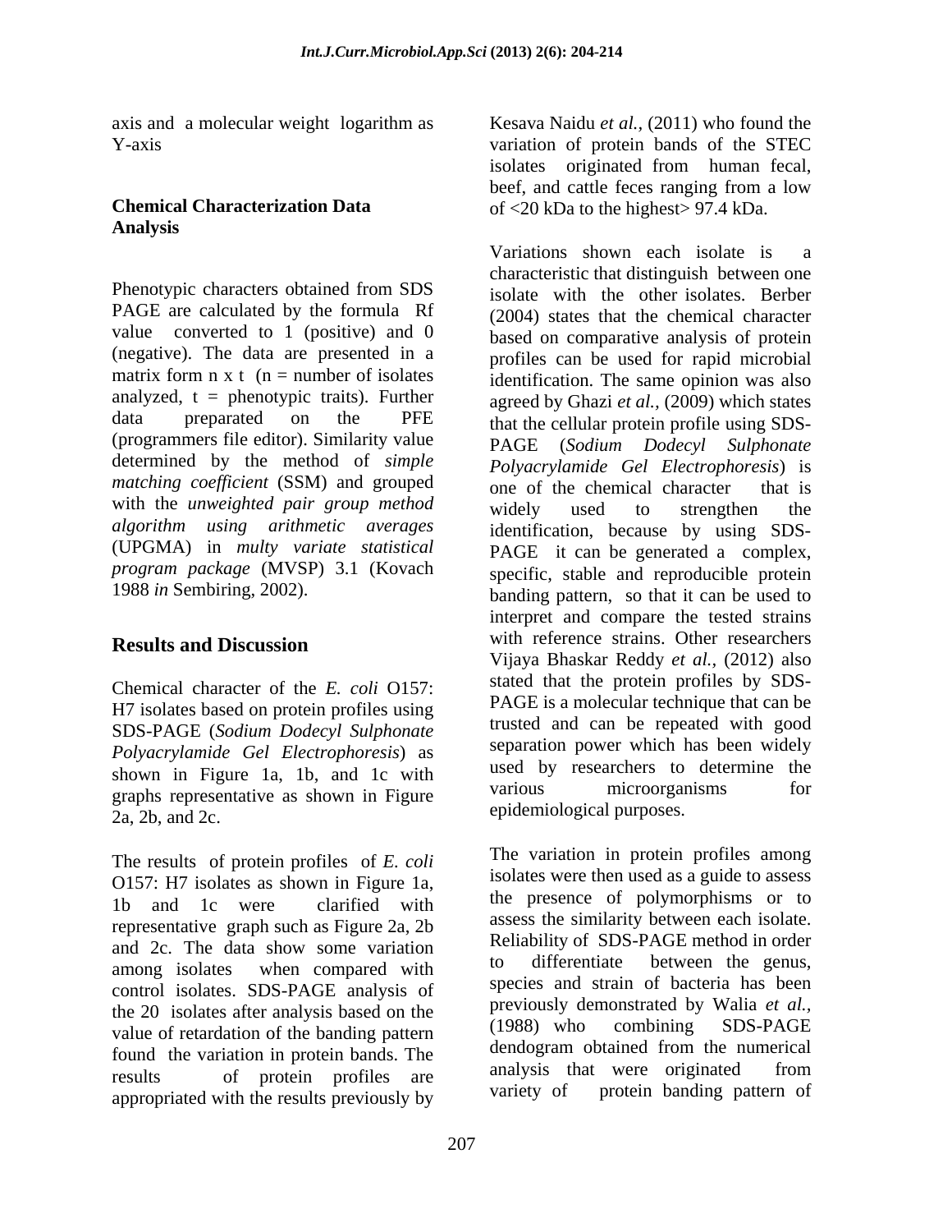axis and a molecular weight logarithm as Y-axis

## Chemical Characterization Data Analysis

Phenotypic characters obtained from SDS PAGE are calculated by the formula Rf value converted to 1 (positive) and 0 (negative). The data are presented in a matrix form n x t (n = number of isolates analyzed, t = phenotypic traits). Further data preparated on the PFE (programmers file editor). Similarity value determined by the method of *simple matching coefficient* (SSM) and grouped with the *unweighted pair group method algorithm using arithmetic averages* (UPGMA) in *multy variate statistical program package* (MVSP) 3.1 (Kovach 1988 *in* Sembiring, 2002).

## Results and Discussion

Chemical character of the *E. coli* O157: H7 isolates based on protein profiles using SDS-PAGE (*Sodium Dodecyl Sulphonate Polyacrylamide Gel Electrophoresis*) as shown in Figure 1a, 1b, and 1c with graphs representative as shown in Figure 2a, 2b, and 2c.

The results of protein profiles of *E. coli* O157: H7 isolates as shown in Figure 1a, 1b and 1c were clarified with representative graph such as Figure 2a, 2b and 2c. The data show some variation among isolates when compared with control isolates. SDS-PAGE analysis of the 20 isolates after analysis based on the value of retardation of the banding pattern found the variation in protein bands. The results of protein profiles are appropriated with the results previously by Kesava Naidu *et al.*, (2011) who found the variation of protein bands of the STEC isolates originated from human fecal, beef, and cattle feces ranging from a low of <20 kDa to the highest> 97.4 kDa.

Variations shown each isolate is a characteristic that distinguish between one isolate with the other isolates. Berber (2004) states that the chemical character based on comparative analysis of protein profiles can be used for rapid microbial identification. The same opinion was also agreed by Ghazi *et al.*, (2009) which states that the cellular protein profile using SDS-PAGE (*Sodium Dodecyl Sulphonate Polyacrylamide Gel Electrophoresis*) is one of the chemical character that is widely used to strengthen the identification, because by using SDS-PAGE it can be generated a complex, specific, stable and reproducible protein banding pattern, so that it can be used to interpret and compare the tested strains with reference strains. Other researchers Vijaya Bhaskar Reddy *et al.*, (2012) also stated that the protein profiles by SDS-PAGE is a molecular technique that can be trusted and can be repeated with good separation power which has been widely used by researchers to determine the various microorganisms for epidemiological purposes.

The variation in protein profiles among isolates were then used as a guide to assess the presence of polymorphisms or to assess the similarity between each isolate. Reliability of SDS-PAGE method in order to differentiate between the genus, species and strain of bacteria has been previously demonstrated by Walia *et al.*, (1988) who combining SDS-PAGE dendogram obtained from the numerical analysis that were originated from variety of protein banding pattern of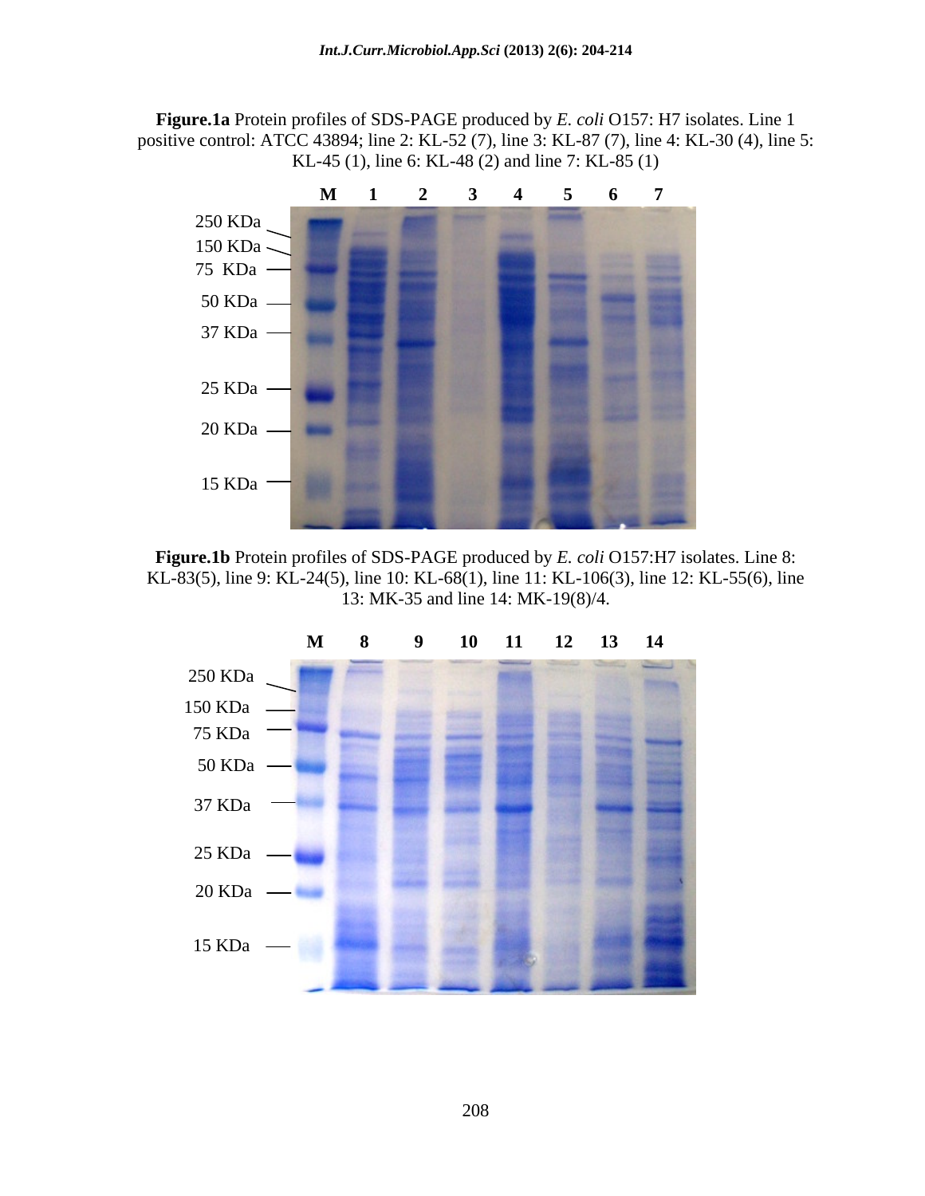**Figure.1a** Protein profiles of SDS-PAGE produced by *E. coli* O157: H7 isolates. Line 1 positive control: ATCC 43894; line 2: KL-52 (7), line 3: KL-87 (7), line 4: KL-30 (4), line 5: KL-45 (1), line 6: KL-48 (2) and line 7: KL-85 (1)

**Figure.1b** Protein profiles of SDS-PAGE produced by *E. coli* O157:H7 isolates. Line 8: KL-83(5), line 9: KL-24(5), line 10: KL-68(1), line 11: KL-106(3), line 12: KL-55(6), line 13: MK-35 and line 14: MK-19(8)/4.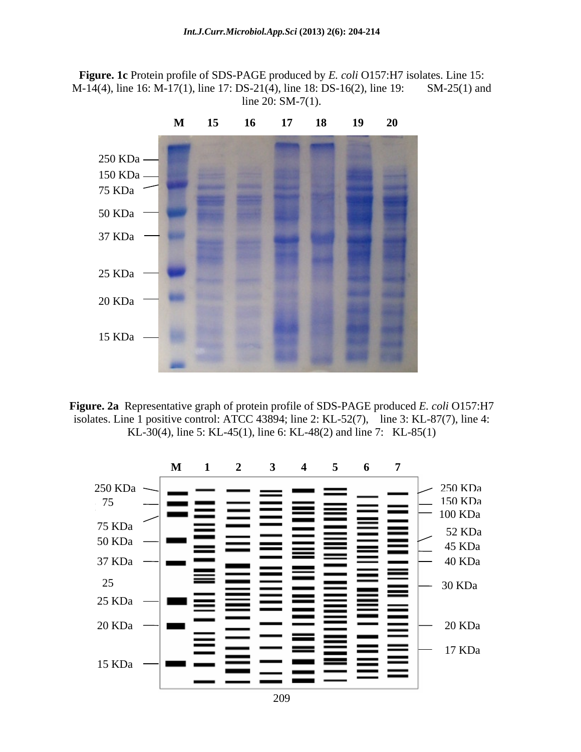**Figure. 1c** Protein profile of SDS-PAGE produced by *E. coli* O157:H7 isolates. Line 15: M-14(4), line 16: M-17(1), line 17: DS-21(4), line 18: DS-16(2), line 19: SM-25(1) and line 20: SM-7(1).

**Figure. 2a** Representative graph of protein profile of SDS-PAGE produced *E. coli* O157:H7 isolates. Line 1 positive control: ATCC 43894; line 2: KL-52(7), line 3: KL-87(7), line 4: KL-30(4), line 5: KL-45(1), line 6: KL-48(2) and line 7: KL-85(1)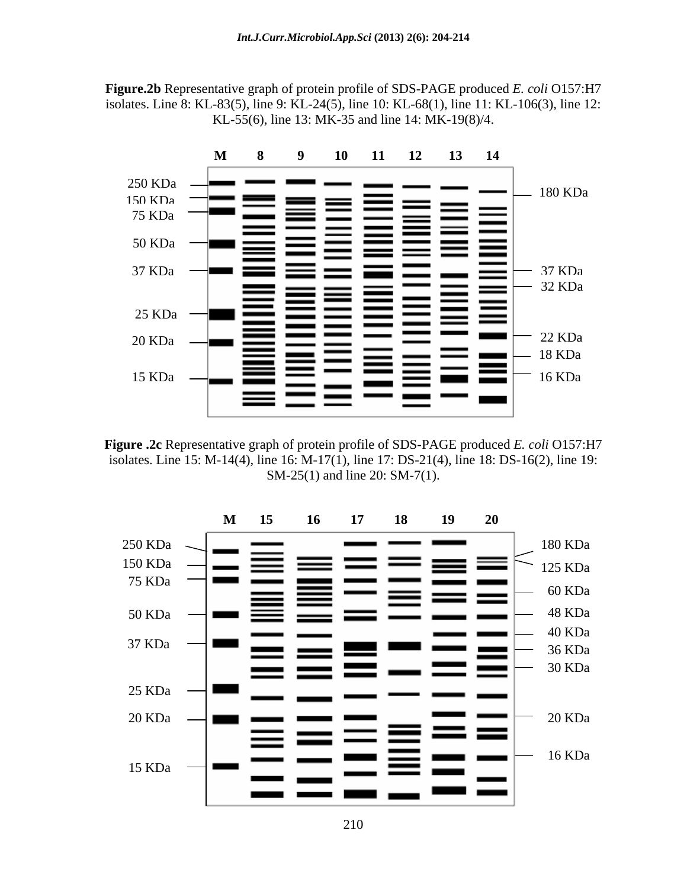**Figure.2b** Representative graph of protein profile of SDS-PAGE produced *E. coli* O157:H7 isolates. Line 8: KL-83(5), line 9: KL-24(5), line 10: KL-68(1), line 11: KL-106(3), line 12: KL-55(6), line 13: MK-35 and line 14: MK-19(8)/4.

M 8 9 10 11 12 13 14

250 KDa
150 KDa
75 KDa
50 KDa
37 KDa
25 KDa
20 KDa
15 KDa

180 KDa
37 KDa
32 KDa
22 KDa
18 KDa
16 KDa

**Figure .2c** Representative graph of protein profile of SDS-PAGE produced *E. coli* O157:H7 isolates. Line 15: M-14(4), line 16: M-17(1), line 17: DS-21(4), line 18: DS-16(2), line 19: SM-25(1) and line 20: SM-7(1).

M 15 16 17 18 19 20

250 KDa
150 KDa
75 KDa
50 KDa
37 KDa
25 KDa
20 KDa
15 KDa

180 KDa
125 KDa
60 KDa
48 KDa
40 KDa
36 KDa
30 KDa
20 KDa
16 KDa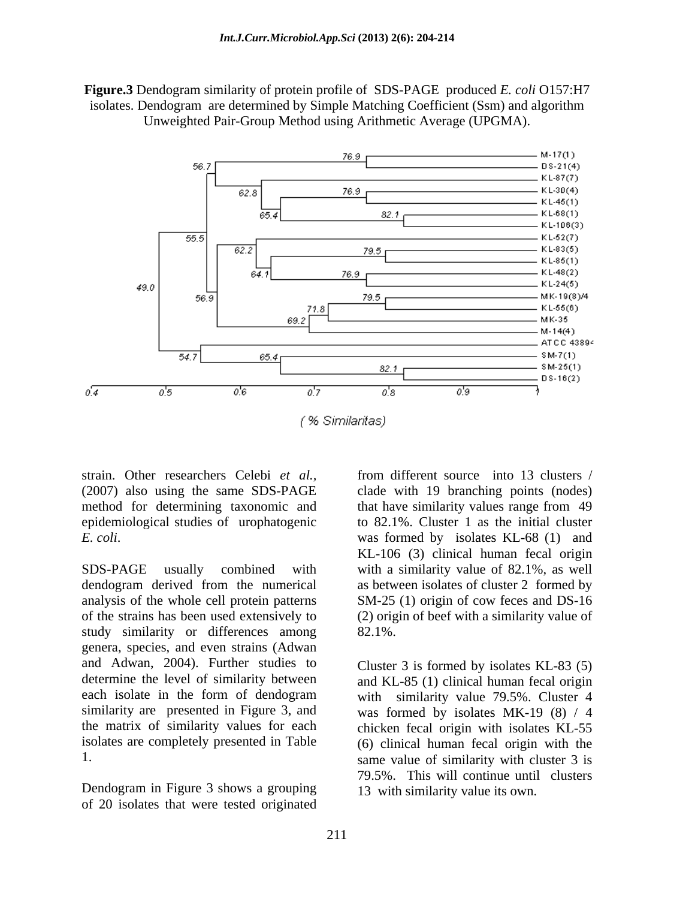**Figure.3** Dendogram similarity of protein profile of SDS-PAGE produced *E. coli* O157:H7 isolates. Dendogram are determined by Simple Matching Coefficient (Ssm) and algorithm Unweighted Pair-Group Method using Arithmetic Average (UPGMA).

76.9
56.7
62.8
76.9
65.4
82.1
55.5
62.2
79.5
64.1
76.9
49.0
56.9
79.5
71.8
69.2
54.7
65.4
82.1

M-17(1)
DS-21(4)
KL-87(7)
KL-30(4)
KL-45(1)
KL-68(1)
KL-106(3)
KL-52(7)
KL-83(5)
KL-85(1)
KL-48(2)
KL-24(5)
MK-19(8)/4
KL-55(6)
MK-35
M-14(4)
ATCC 43894
SM-7(1)
SM-25(1)
DS-16(2)

0.4 0.5 0.6 0.7 0.8 0.9 1

( % Similaritas)

strain. Other researchers Celebi *et al.,* (2007) also using the same SDS-PAGE method for determining taxonomic and epidemiological studies of urophatogenic *E. coli*.

SDS-PAGE usually combined with dendogram derived from the numerical analysis of the whole cell protein patterns of the strains has been used extensively to study similarity or differences among genera, species, and even strains (Adwan and Adwan, 2004). Further studies to determine the level of similarity between each isolate in the form of dendogram similarity are presented in Figure 3, and the matrix of similarity values for each isolates are completely presented in Table 1.

Dendogram in Figure 3 shows a grouping of 20 isolates that were tested originated from different source into 13 clusters / clade with 19 branching points (nodes) that have similarity values range from 49 to 82.1%. Cluster 1 as the initial cluster was formed by isolates KL-68 (1) and KL-106 (3) clinical human fecal origin with a similarity value of 82.1%, as well as between isolates of cluster 2 formed by SM-25 (1) origin of cow feces and DS-16 (2) origin of beef with a similarity value of 82.1%.

Cluster 3 is formed by isolates KL-83 (5) and KL-85 (1) clinical human fecal origin with similarity value 79.5%. Cluster 4 was formed by isolates MK-19 (8) / 4 chicken fecal origin with isolates KL-55 (6) clinical human fecal origin with the same value of similarity with cluster 3 is 79.5%. This will continue until clusters 13 with similarity value its own.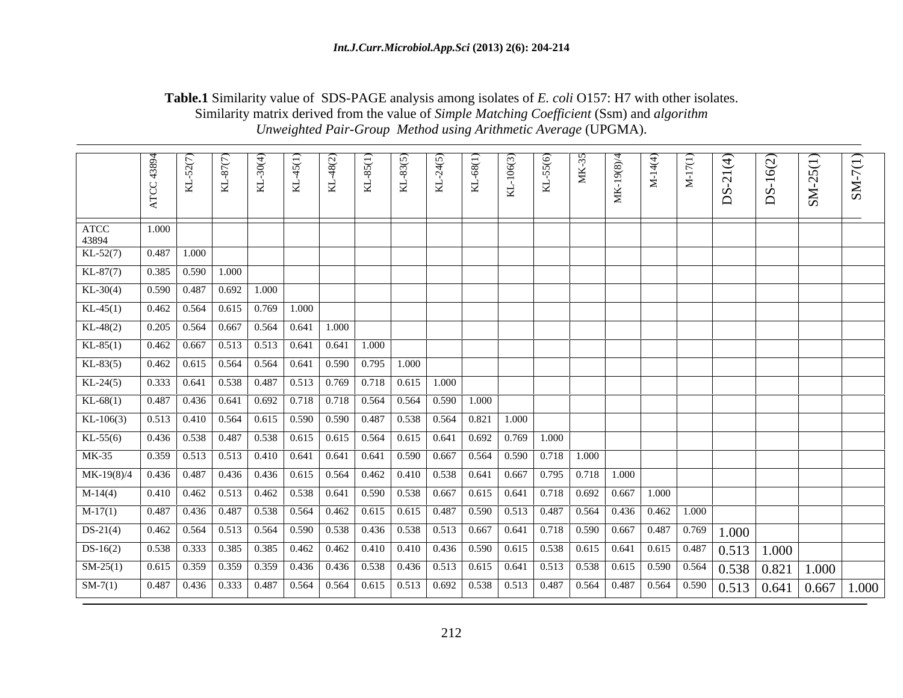**Table.1** Similarity value of SDS-PAGE analysis among isolates of *E. coli* O157: H7 with other isolates. Similarity matrix derived from the value of *Simple Matching Coefficient* (Ssm) and *algorithm Unweighted Pair-Group Method using Arithmetic Average* (UPGMA).

| | ATCC 43894 | KL-52(7) | KL-87(7) | KL-30(4) | KL-45(1) | KL-48(2) | KL-85(1) | KL-83(5) | KL-24(5) | KL-68(1) | KL-106(3) | KL-55(6) | MK-35 | MK-19(8)/4 | M-14(4) | M-17(1) | DS-21(4) | DS-16(2) | SM-25(1) | SM-7(1) |
|---|---|---|---|---|---|---|---|---|---|---|---|---|---|---|---|---|---|---|---|---|
| ATCC 43894 | 1.000 | | | | | | | | | | | | | | | | | | | |
| KL-52(7) | 0.487 | 1.000 | | | | | | | | | | | | | | | | | | |
| KL-87(7) | 0.385 | 0.590 | 1.000 | | | | | | | | | | | | | | | | | |
| KL-30(4) | 0.590 | 0.487 | 0.692 | 1.000 | | | | | | | | | | | | | | | | |
| KL-45(1) | 0.462 | 0.564 | 0.615 | 0.769 | 1.000 | | | | | | | | | | | | | | | |
| KL-48(2) | 0.205 | 0.564 | 0.667 | 0.564 | 0.641 | 1.000 | | | | | | | | | | | | | | |
| KL-85(1) | 0.462 | 0.667 | 0.513 | 0.513 | 0.641 | 0.641 | 1.000 | | | | | | | | | | | | | |
| KL-83(5) | 0.462 | 0.615 | 0.564 | 0.564 | 0.641 | 0.590 | 0.795 | 1.000 | | | | | | | | | | | | |
| KL-24(5) | 0.333 | 0.641 | 0.538 | 0.487 | 0.513 | 0.769 | 0.718 | 0.615 | 1.000 | | | | | | | | | | | |
| KL-68(1) | 0.487 | 0.436 | 0.641 | 0.692 | 0.718 | 0.718 | 0.564 | 0.564 | 0.590 | 1.000 | | | | | | | | | | |
| KL-106(3) | 0.513 | 0.410 | 0.564 | 0.615 | 0.590 | 0.590 | 0.487 | 0.538 | 0.564 | 0.821 | 1.000 | | | | | | | | | |
| KL-55(6) | 0.436 | 0.538 | 0.487 | 0.538 | 0.615 | 0.615 | 0.564 | 0.615 | 0.641 | 0.692 | 0.769 | 1.000 | | | | | | | | |
| MK-35 | 0.359 | 0.513 | 0.513 | 0.410 | 0.641 | 0.641 | 0.641 | 0.590 | 0.667 | 0.564 | 0.590 | 0.718 | 1.000 | | | | | | | |
| MK-19(8)/4 | 0.436 | 0.487 | 0.436 | 0.436 | 0.615 | 0.564 | 0.462 | 0.410 | 0.538 | 0.641 | 0.667 | 0.795 | 0.718 | 1.000 | | | | | | |
| M-14(4) | 0.410 | 0.462 | 0.513 | 0.462 | 0.538 | 0.641 | 0.590 | 0.538 | 0.667 | 0.615 | 0.641 | 0.718 | 0.692 | 0.667 | 1.000 | | | | | |
| M-17(1) | 0.487 | 0.436 | 0.487 | 0.538 | 0.564 | 0.462 | 0.615 | 0.615 | 0.487 | 0.590 | 0.513 | 0.487 | 0.564 | 0.436 | 0.462 | 1.000 | | | | |
| DS-21(4) | 0.462 | 0.564 | 0.513 | 0.564 | 0.590 | 0.538 | 0.436 | 0.538 | 0.513 | 0.667 | 0.641 | 0.718 | 0.590 | 0.667 | 0.487 | 0.769 | 1.000 | | | |
| DS-16(2) | 0.538 | 0.333 | 0.385 | 0.385 | 0.462 | 0.462 | 0.410 | 0.410 | 0.436 | 0.590 | 0.615 | 0.538 | 0.615 | 0.641 | 0.615 | 0.487 | 0.513 | 1.000 | | |
| SM-25(1) | 0.615 | 0.359 | 0.359 | 0.359 | 0.436 | 0.436 | 0.538 | 0.436 | 0.513 | 0.615 | 0.641 | 0.513 | 0.538 | 0.615 | 0.590 | 0.564 | 0.538 | 0.821 | 1.000 | |
| SM-7(1) | 0.487 | 0.436 | 0.333 | 0.487 | 0.564 | 0.564 | 0.615 | 0.513 | 0.692 | 0.538 | 0.513 | 0.487 | 0.564 | 0.487 | 0.564 | 0.590 | 0.513 | 0.641 | 0.667 | 1.000 |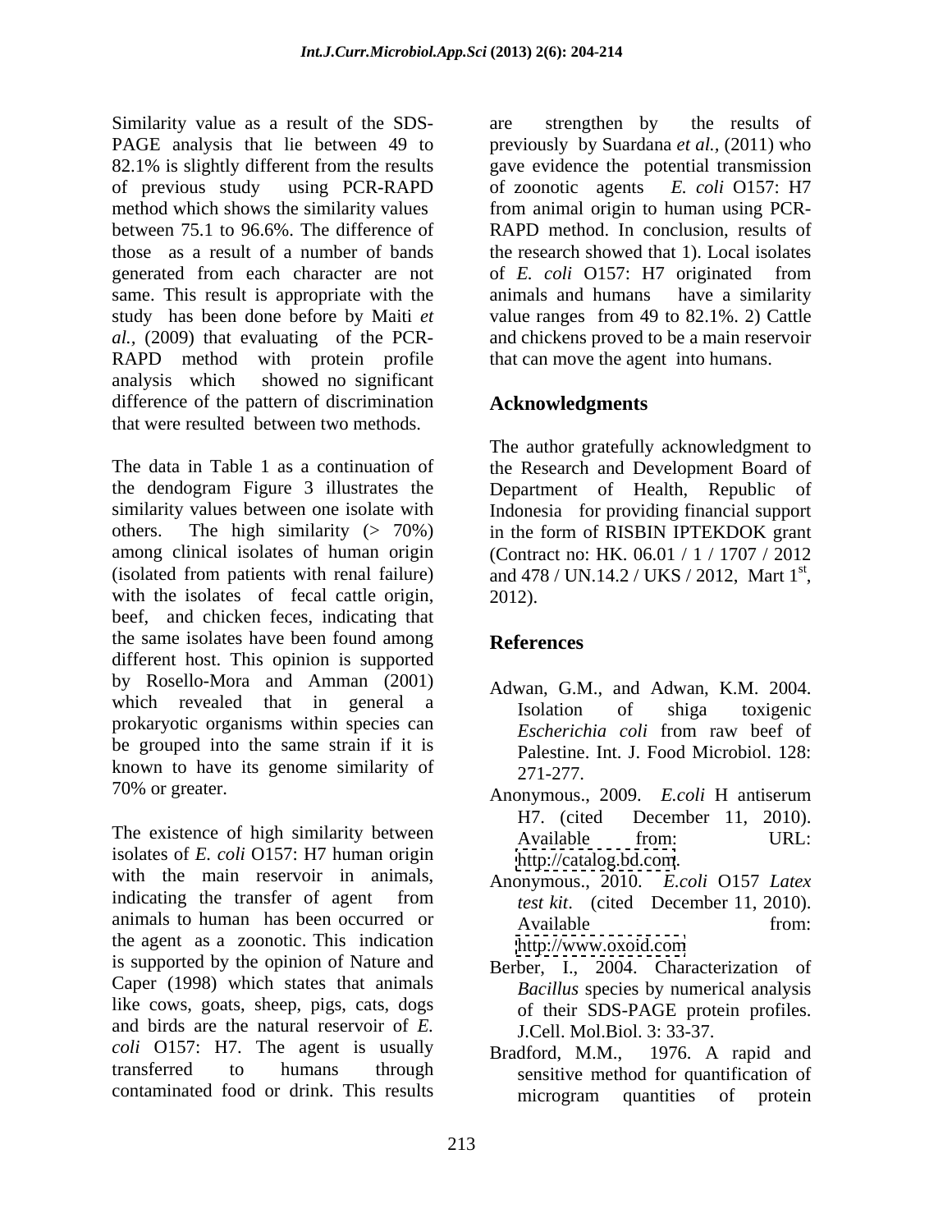Similarity value as a result of the SDS-PAGE analysis that lie between 49 to 82.1% is slightly different from the results of previous study using PCR-RAPD method which shows the similarity values between 75.1 to 96.6%. The difference of those as a result of a number of bands generated from each character are not same. This result is appropriate with the study has been done before by Maiti *et al.,* (2009) that evaluating of the PCR-RAPD method with protein profile analysis which showed no significant difference of the pattern of discrimination that were resulted between two methods.

The data in Table 1 as a continuation of the dendogram Figure 3 illustrates the similarity values between one isolate with others. The high similarity (> 70%) among clinical isolates of human origin (isolated from patients with renal failure) with the isolates of fecal cattle origin, beef, and chicken feces, indicating that the same isolates have been found among different host. This opinion is supported by Rosello-Mora and Amman (2001) which revealed that in general a prokaryotic organisms within species can be grouped into the same strain if it is known to have its genome similarity of 70% or greater.

The existence of high similarity between isolates of *E. coli* O157: H7 human origin with the main reservoir in animals, indicating the transfer of agent from animals to human has been occurred or the agent as a zoonotic. This indication is supported by the opinion of Nature and Caper (1998) which states that animals like cows, goats, sheep, pigs, cats, dogs and birds are the natural reservoir of *E. coli* O157: H7. The agent is usually transferred to humans through contaminated food or drink. This results are strengthen by the results of previously by Suardana *et al.,* (2011) who gave evidence the potential transmission of zoonotic agents *E. coli* O157: H7 from animal origin to human using PCR-RAPD method. In conclusion, results of the research showed that 1). Local isolates of *E. coli* O157: H7 originated from animals and humans have a similarity value ranges from 49 to 82.1%. 2) Cattle and chickens proved to be a main reservoir that can move the agent into humans.

## Acknowledgments

The author gratefully acknowledgment to the Research and Development Board of Department of Health, Republic of Indonesia for providing financial support in the form of RISBIN IPTEKDOK grant (Contract no: HK. 06.01 / 1 / 1707 / 2012 and 478 / UN.14.2 / UKS / 2012, Mart 1st, 2012).

## References

Adwan, G.M., and Adwan, K.M. 2004. Isolation of shiga toxigenic *Escherichia coli* from raw beef of Palestine. Int. J. Food Microbiol. 128: 271-277.

Anonymous., 2009. *E.coli* H antiserum H7. (cited December 11, 2010). Available from: URL: http://catalog.bd.com.

Anonymous., 2010. *E.coli* O157 *Latex test kit*. (cited December 11, 2010). Available from: http://www.oxoid.com

Berber, I., 2004. Characterization of *Bacillus* species by numerical analysis of their SDS-PAGE protein profiles. J.Cell. Mol.Biol. 3: 33-37.

Bradford, M.M., 1976. A rapid and sensitive method for quantification of microgram quantities of protein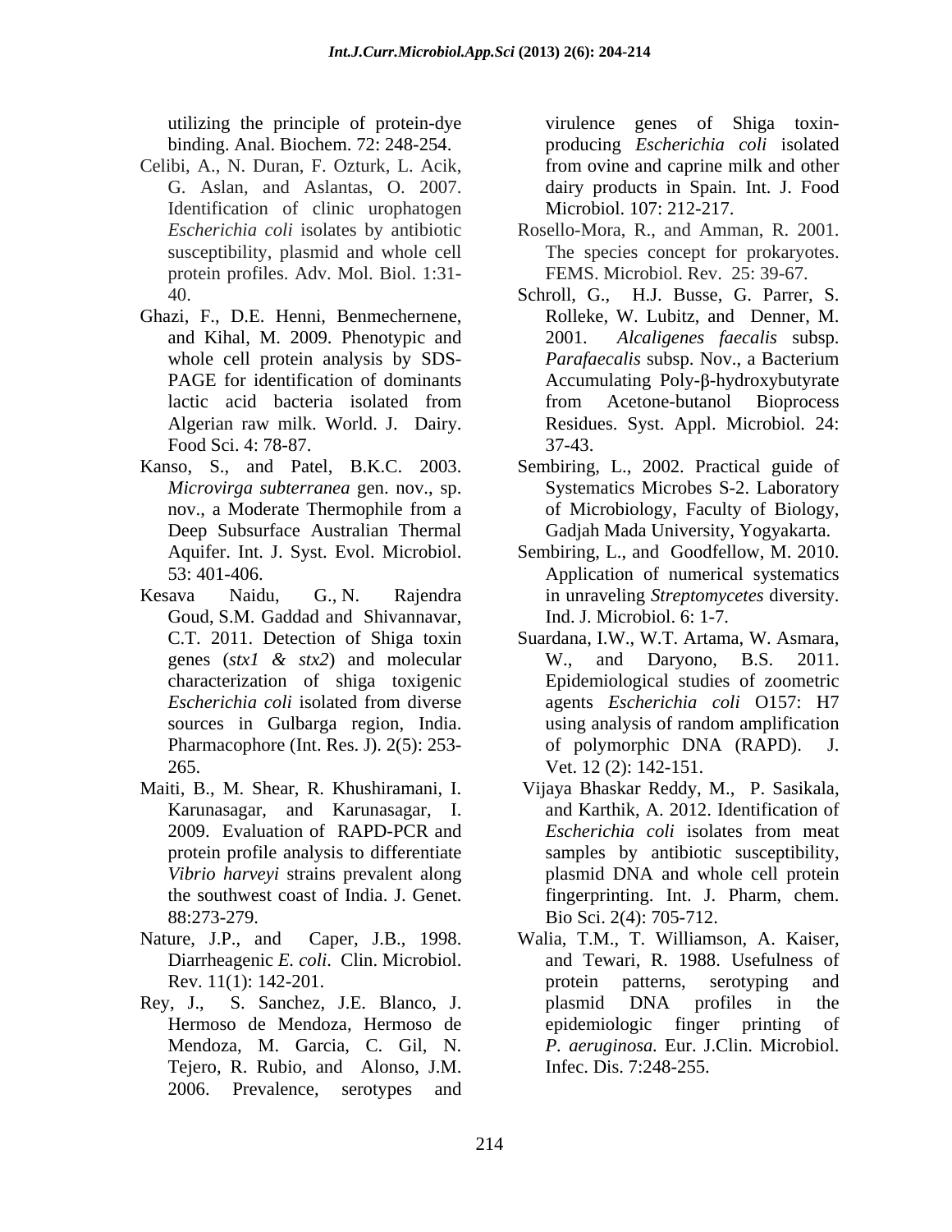utilizing the principle of protein-dye binding. Anal. Biochem. 72: 248-254.

Celibi, A., N. Duran, F. Ozturk, L. Acik, G. Aslan, and Aslantas, O. 2007. Identification of clinic urophatogen *Escherichia coli* isolates by antibiotic susceptibility, plasmid and whole cell protein profiles. Adv. Mol. Biol. 1:31-40.

Ghazi, F., D.E. Henni, Benmechernene, and Kihal, M. 2009. Phenotypic and whole cell protein analysis by SDS-PAGE for identification of dominants lactic acid bacteria isolated from Algerian raw milk. World. J. Dairy. Food Sci. 4: 78-87.

Kanso, S., and Patel, B.K.C. 2003. *Microvirga subterranea* gen. nov., sp. nov., a Moderate Thermophile from a Deep Subsurface Australian Thermal Aquifer. Int. J. Syst. Evol. Microbiol. 53: 401-406.

Kesava Naidu, G., N. Rajendra Goud, S.M. Gaddad and Shivannavar, C.T. 2011. Detection of Shiga toxin genes (*stx1 & stx2*) and molecular characterization of shiga toxigenic *Escherichia coli* isolated from diverse sources in Gulbarga region, India. Pharmacophore (Int. Res. J). 2(5): 253-265.

Maiti, B., M. Shear, R. Khushiramani, I. Karunasagar, and Karunasagar, I. 2009. Evaluation of RAPD-PCR and protein profile analysis to differentiate *Vibrio harveyi* strains prevalent along the southwest coast of India. J. Genet. 88:273-279.

Nature, J.P., and Caper, J.B., 1998. Diarrheagenic *E. coli*. Clin. Microbiol. Rev. 11(1): 142-201.

Rey, J., S. Sanchez, J.E. Blanco, J. Hermoso de Mendoza, Hermoso de Mendoza, M. Garcia, C. Gil, N. Tejero, R. Rubio, and Alonso, J.M. 2006. Prevalence, serotypes and virulence genes of Shiga toxin-producing *Escherichia coli* isolated from ovine and caprine milk and other dairy products in Spain. Int. J. Food Microbiol. 107: 212-217.

Rosello-Mora, R., and Amman, R. 2001. The species concept for prokaryotes. FEMS. Microbiol. Rev. 25: 39-67.

Schroll, G., H.J. Busse, G. Parrer, S. Rolleke, W. Lubitz, and Denner, M. 2001. *Alcaligenes faecalis* subsp. *Parafaecalis* subsp. Nov., a Bacterium Accumulating Poly-β-hydroxybutyrate from Acetone-butanol Bioprocess Residues. Syst. Appl. Microbiol. 24: 37-43.

Sembiring, L., 2002. Practical guide of Systematics Microbes S-2. Laboratory of Microbiology, Faculty of Biology, Gadjah Mada University, Yogyakarta.

Sembiring, L., and Goodfellow, M. 2010. Application of numerical systematics in unraveling *Streptomycetes* diversity. Ind. J. Microbiol. 6: 1-7.

Suardana, I.W., W.T. Artama, W. Asmara, W., and Daryono, B.S. 2011. Epidemiological studies of zoometric agents *Escherichia coli* O157: H7 using analysis of random amplification of polymorphic DNA (RAPD). J. Vet. 12 (2): 142-151.

Vijaya Bhaskar Reddy, M., P. Sasikala, and Karthik, A. 2012. Identification of *Escherichia coli* isolates from meat samples by antibiotic susceptibility, plasmid DNA and whole cell protein fingerprinting. Int. J. Pharm, chem. Bio Sci. 2(4): 705-712.

Walia, T.M., T. Williamson, A. Kaiser, and Tewari, R. 1988. Usefulness of protein patterns, serotyping and plasmid DNA profiles in the epidemiologic finger printing of *P. aeruginosa.* Eur. J.Clin. Microbiol. Infec. Dis. 7:248-255.